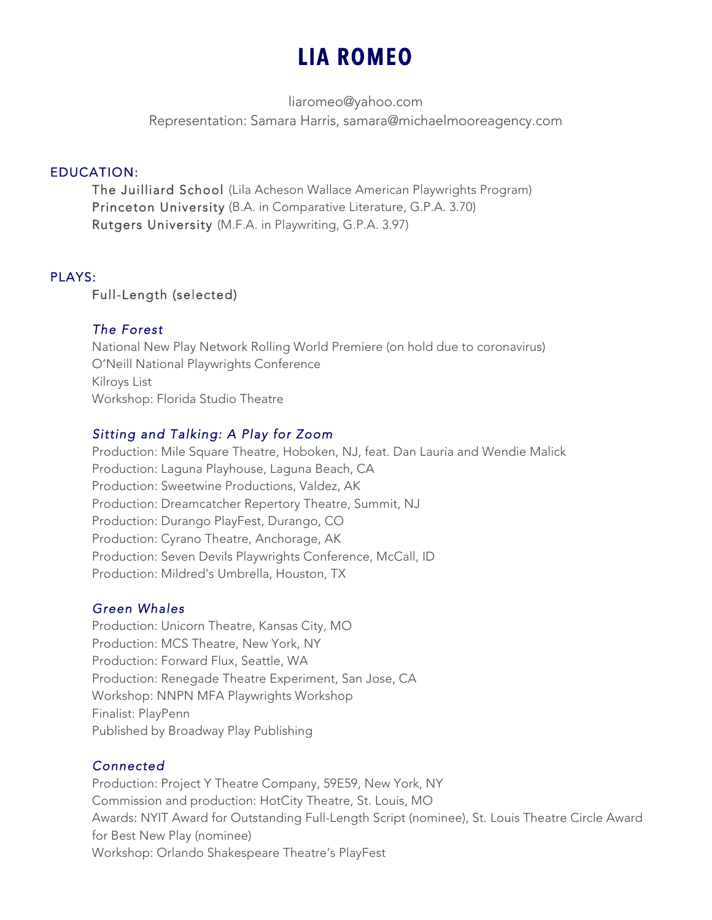# LIA ROMEO

liaromeo@yahoo.com
Representation: Samara Harris, samara@michaelmooreagency.com

## EDUCATION:

**The Juilliard School** (Lila Acheson Wallace American Playwrights Program)
**Princeton University** (B.A. in Comparative Literature, G.P.A. 3.70)
**Rutgers University** (M.F.A. in Playwriting, G.P.A. 3.97)

## PLAYS:

### Full-Length (selected)

#### *The Forest*

National New Play Network Rolling World Premiere (on hold due to coronavirus)
O'Neill National Playwrights Conference
Kilroys List
Workshop: Florida Studio Theatre

#### *Sitting and Talking: A Play for Zoom*

Production: Mile Square Theatre, Hoboken, NJ, feat. Dan Lauria and Wendie Malick
Production: Laguna Playhouse, Laguna Beach, CA
Production: Sweetwine Productions, Valdez, AK
Production: Dreamcatcher Repertory Theatre, Summit, NJ
Production: Durango PlayFest, Durango, CO
Production: Cyrano Theatre, Anchorage, AK
Production: Seven Devils Playwrights Conference, McCall, ID
Production: Mildred's Umbrella, Houston, TX

#### *Green Whales*

Production: Unicorn Theatre, Kansas City, MO
Production: MCS Theatre, New York, NY
Production: Forward Flux, Seattle, WA
Production: Renegade Theatre Experiment, San Jose, CA
Workshop: NNPN MFA Playwrights Workshop
Finalist: PlayPenn
Published by Broadway Play Publishing

#### *Connected*

Production: Project Y Theatre Company, 59E59, New York, NY
Commission and production: HotCity Theatre, St. Louis, MO
Awards: NYIT Award for Outstanding Full-Length Script (nominee), St. Louis Theatre Circle Award for Best New Play (nominee)
Workshop: Orlando Shakespeare Theatre's PlayFest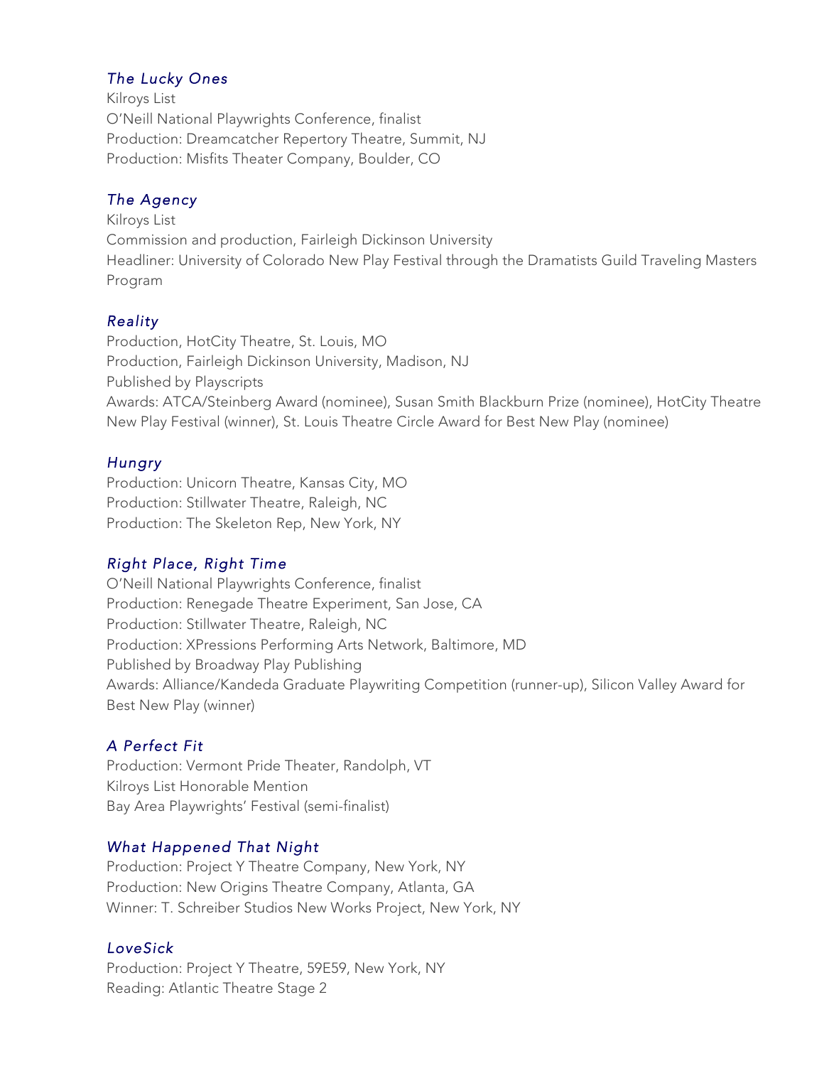*The Lucky Ones*

Kilroys List
O'Neill National Playwrights Conference, finalist
Production: Dreamcatcher Repertory Theatre, Summit, NJ
Production: Misfits Theater Company, Boulder, CO

*The Agency*

Kilroys List
Commission and production, Fairleigh Dickinson University
Headliner: University of Colorado New Play Festival through the Dramatists Guild Traveling Masters Program

*Reality*

Production, HotCity Theatre, St. Louis, MO
Production, Fairleigh Dickinson University, Madison, NJ
Published by Playscripts
Awards: ATCA/Steinberg Award (nominee), Susan Smith Blackburn Prize (nominee), HotCity Theatre New Play Festival (winner), St. Louis Theatre Circle Award for Best New Play (nominee)

*Hungry*

Production: Unicorn Theatre, Kansas City, MO
Production: Stillwater Theatre, Raleigh, NC
Production: The Skeleton Rep, New York, NY

*Right Place, Right Time*

O'Neill National Playwrights Conference, finalist
Production: Renegade Theatre Experiment, San Jose, CA
Production: Stillwater Theatre, Raleigh, NC
Production: XPressions Performing Arts Network, Baltimore, MD
Published by Broadway Play Publishing
Awards: Alliance/Kandeda Graduate Playwriting Competition (runner-up), Silicon Valley Award for Best New Play (winner)

*A Perfect Fit*

Production: Vermont Pride Theater, Randolph, VT
Kilroys List Honorable Mention
Bay Area Playwrights' Festival (semi-finalist)

*What Happened That Night*

Production: Project Y Theatre Company, New York, NY
Production: New Origins Theatre Company, Atlanta, GA
Winner: T. Schreiber Studios New Works Project, New York, NY

*LoveSick*

Production: Project Y Theatre, 59E59, New York, NY
Reading: Atlantic Theatre Stage 2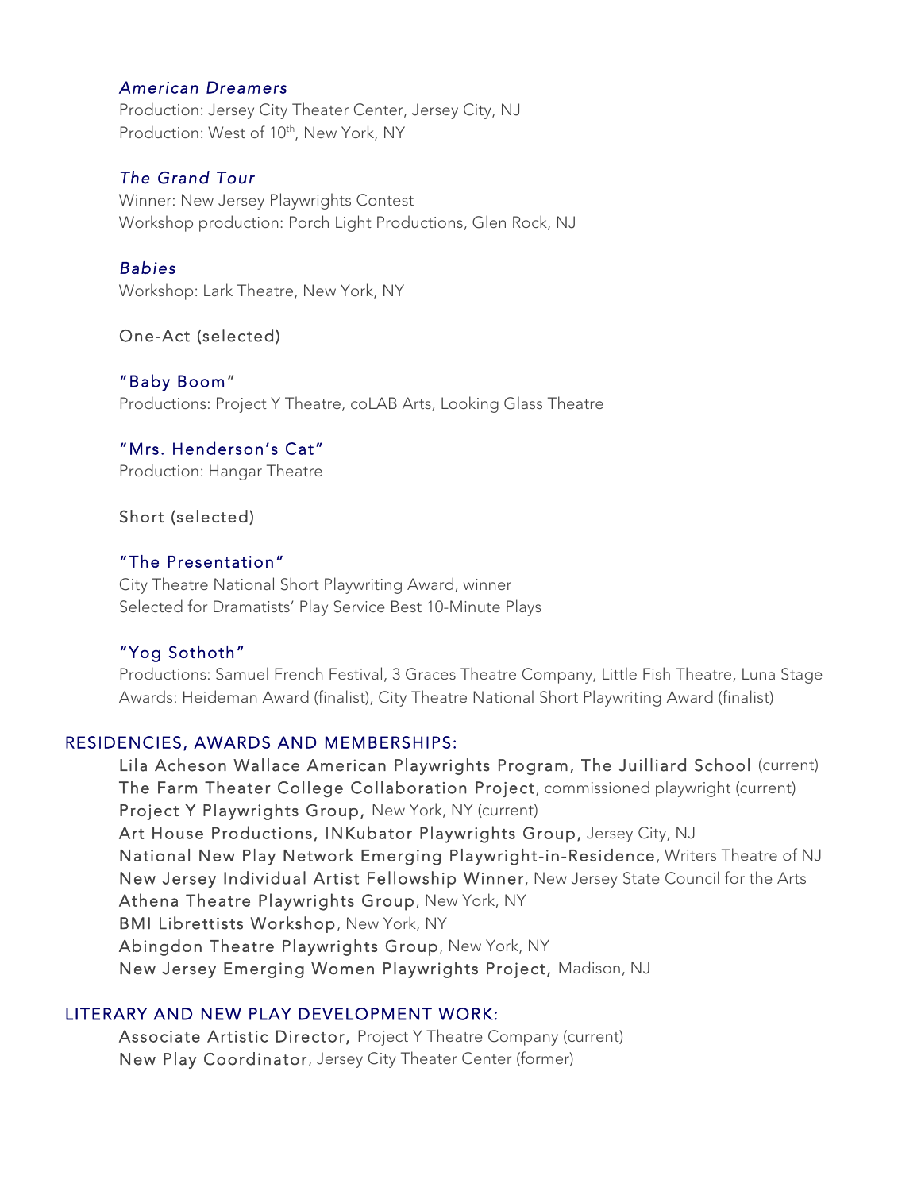*American Dreamers*
Production: Jersey City Theater Center, Jersey City, NJ
Production: West of 10th, New York, NY

*The Grand Tour*
Winner: New Jersey Playwrights Contest
Workshop production: Porch Light Productions, Glen Rock, NJ

*Babies*
Workshop: Lark Theatre, New York, NY

One-Act (selected)

"Baby Boom"
Productions: Project Y Theatre, coLAB Arts, Looking Glass Theatre

"Mrs. Henderson's Cat"
Production: Hangar Theatre

Short (selected)

"The Presentation"
City Theatre National Short Playwriting Award, winner
Selected for Dramatists' Play Service Best 10-Minute Plays

"Yog Sothoth"
Productions: Samuel French Festival, 3 Graces Theatre Company, Little Fish Theatre, Luna Stage
Awards: Heideman Award (finalist), City Theatre National Short Playwriting Award (finalist)

## RESIDENCIES, AWARDS AND MEMBERSHIPS:

Lila Acheson Wallace American Playwrights Program, The Juilliard School (current)
The Farm Theater College Collaboration Project, commissioned playwright (current)
Project Y Playwrights Group, New York, NY (current)
Art House Productions, INKubator Playwrights Group, Jersey City, NJ
National New Play Network Emerging Playwright-in-Residence, Writers Theatre of NJ
New Jersey Individual Artist Fellowship Winner, New Jersey State Council for the Arts
Athena Theatre Playwrights Group, New York, NY
BMI Librettists Workshop, New York, NY
Abingdon Theatre Playwrights Group, New York, NY
New Jersey Emerging Women Playwrights Project, Madison, NJ

## LITERARY AND NEW PLAY DEVELOPMENT WORK:

Associate Artistic Director, Project Y Theatre Company (current)
New Play Coordinator, Jersey City Theater Center (former)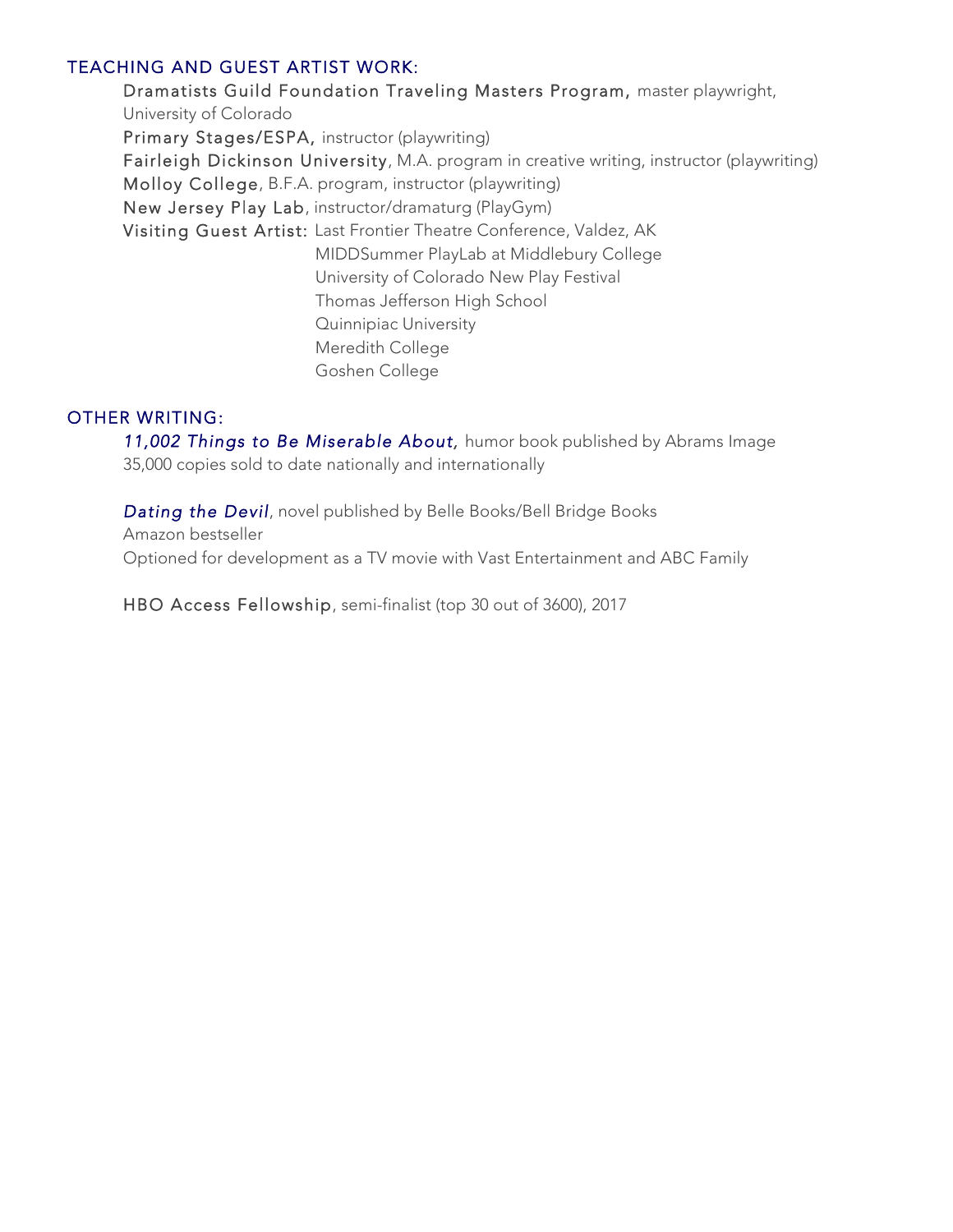## TEACHING AND GUEST ARTIST WORK:

**Dramatists Guild Foundation Traveling Masters Program,** master playwright, University of Colorado

**Primary Stages/ESPA,** instructor (playwriting)

**Fairleigh Dickinson University**, M.A. program in creative writing, instructor (playwriting)

**Molloy College**, B.F.A. program, instructor (playwriting)

**New Jersey Play Lab**, instructor/dramaturg (PlayGym)

**Visiting Guest Artist:** Last Frontier Theatre Conference, Valdez, AK
MIDDSummer PlayLab at Middlebury College
University of Colorado New Play Festival
Thomas Jefferson High School
Quinnipiac University
Meredith College
Goshen College

## OTHER WRITING:

***11,002 Things to Be Miserable About,*** humor book published by Abrams Image
35,000 copies sold to date nationally and internationally

***Dating the Devil***, novel published by Belle Books/Bell Bridge Books
Amazon bestseller
Optioned for development as a TV movie with Vast Entertainment and ABC Family

**HBO Access Fellowship**, semi-finalist (top 30 out of 3600), 2017